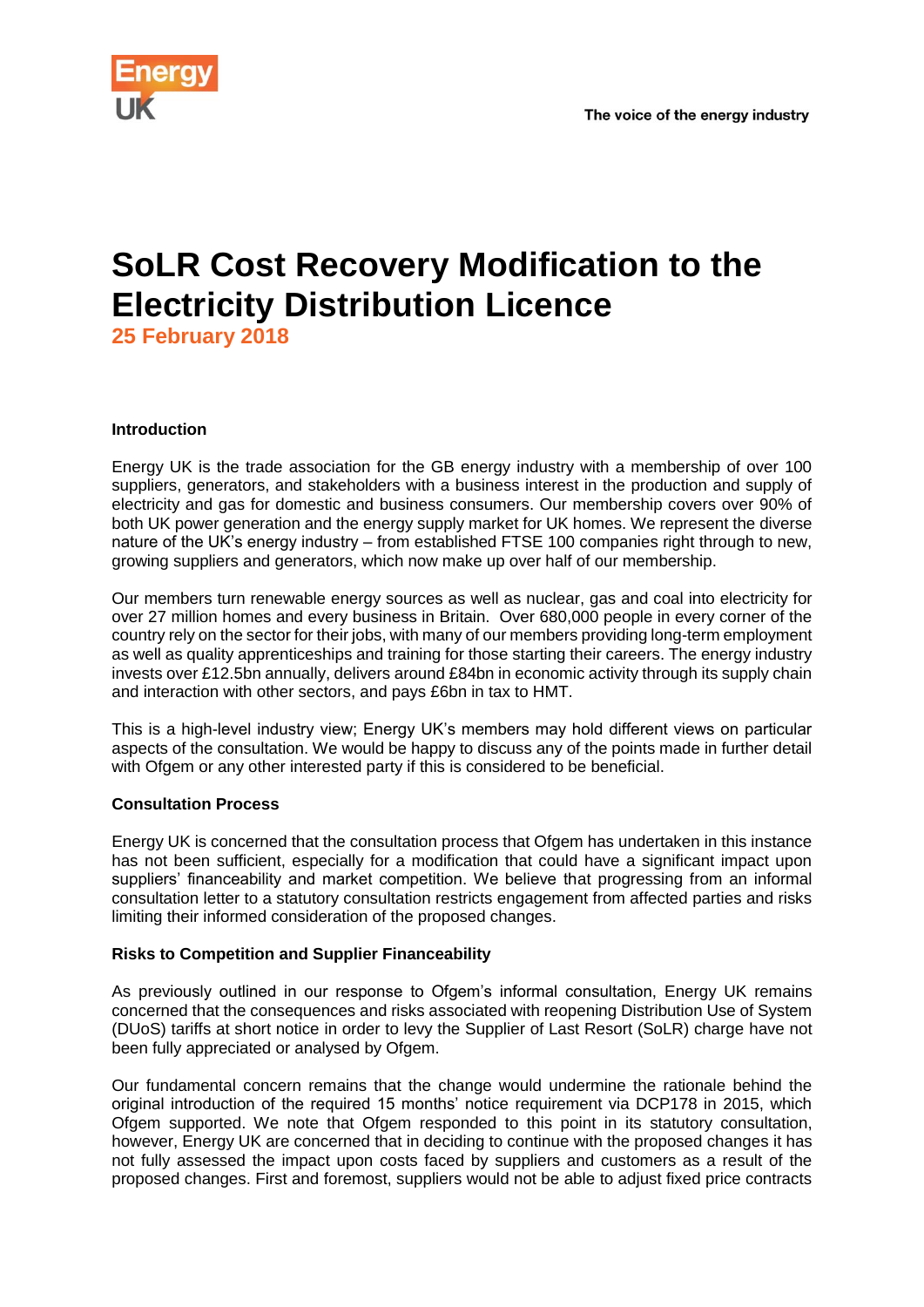# SoLR Cost Recovery Modification to the Electricity Distribution Licence

**25 February 2018**

**Introduction**

Energy UK is the trade association for the GB energy industry with a membership of over 100 suppliers, generators, and stakeholders with a business interest in the production and supply of electricity and gas for domestic and business consumers. Our membership covers over 90% of both UK power generation and the energy supply market for UK homes. We represent the diverse nature of the UK's energy industry – from established FTSE 100 companies right through to new, growing suppliers and generators, which now make up over half of our membership.

Our members turn renewable energy sources as well as nuclear, gas and coal into electricity for over 27 million homes and every business in Britain. Over 680,000 people in every corner of the country rely on the sector for their jobs, with many of our members providing long-term employment as well as quality apprenticeships and training for those starting their careers. The energy industry invests over £12.5bn annually, delivers around £84bn in economic activity through its supply chain and interaction with other sectors, and pays £6bn in tax to HMT.

This is a high-level industry view; Energy UK's members may hold different views on particular aspects of the consultation. We would be happy to discuss any of the points made in further detail with Ofgem or any other interested party if this is considered to be beneficial.

**Consultation Process**

Energy UK is concerned that the consultation process that Ofgem has undertaken in this instance has not been sufficient, especially for a modification that could have a significant impact upon suppliers' financeability and market competition. We believe that progressing from an informal consultation letter to a statutory consultation restricts engagement from affected parties and risks limiting their informed consideration of the proposed changes.

**Risks to Competition and Supplier Financeability**

As previously outlined in our response to Ofgem's informal consultation, Energy UK remains concerned that the consequences and risks associated with reopening Distribution Use of System (DUoS) tariffs at short notice in order to levy the Supplier of Last Resort (SoLR) charge have not been fully appreciated or analysed by Ofgem.

Our fundamental concern remains that the change would undermine the rationale behind the original introduction of the required 15 months' notice requirement via DCP178 in 2015, which Ofgem supported. We note that Ofgem responded to this point in its statutory consultation, however, Energy UK are concerned that in deciding to continue with the proposed changes it has not fully assessed the impact upon costs faced by suppliers and customers as a result of the proposed changes. First and foremost, suppliers would not be able to adjust fixed price contracts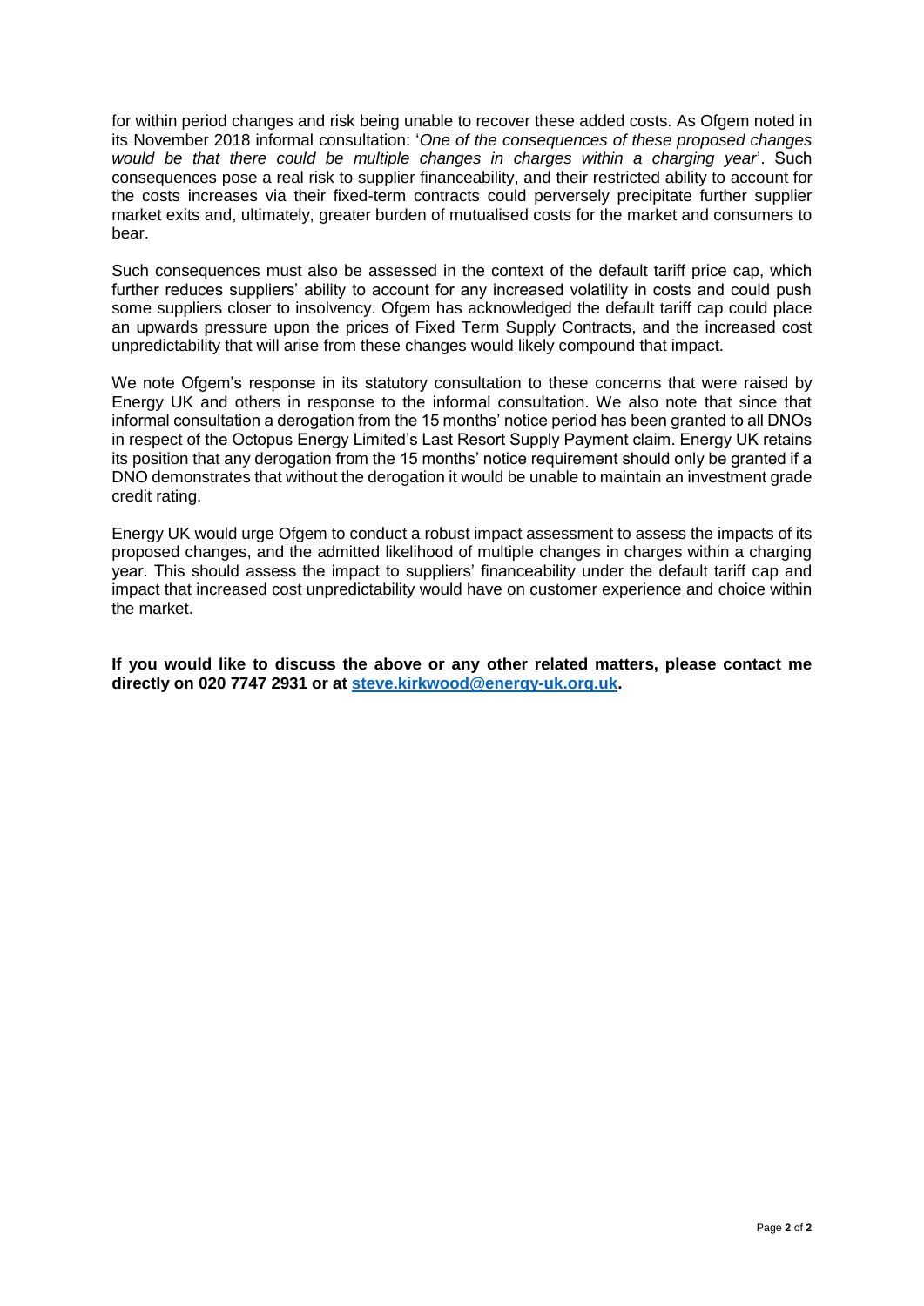for within period changes and risk being unable to recover these added costs. As Ofgem noted in its November 2018 informal consultation: '*One of the consequences of these proposed changes would be that there could be multiple changes in charges within a charging year*'. Such consequences pose a real risk to supplier financeability, and their restricted ability to account for the costs increases via their fixed-term contracts could perversely precipitate further supplier market exits and, ultimately, greater burden of mutualised costs for the market and consumers to bear.

Such consequences must also be assessed in the context of the default tariff price cap, which further reduces suppliers' ability to account for any increased volatility in costs and could push some suppliers closer to insolvency. Ofgem has acknowledged the default tariff cap could place an upwards pressure upon the prices of Fixed Term Supply Contracts, and the increased cost unpredictability that will arise from these changes would likely compound that impact.

We note Ofgem's response in its statutory consultation to these concerns that were raised by Energy UK and others in response to the informal consultation. We also note that since that informal consultation a derogation from the 15 months' notice period has been granted to all DNOs in respect of the Octopus Energy Limited's Last Resort Supply Payment claim. Energy UK retains its position that any derogation from the 15 months' notice requirement should only be granted if a DNO demonstrates that without the derogation it would be unable to maintain an investment grade credit rating.

Energy UK would urge Ofgem to conduct a robust impact assessment to assess the impacts of its proposed changes, and the admitted likelihood of multiple changes in charges within a charging year. This should assess the impact to suppliers' financeability under the default tariff cap and impact that increased cost unpredictability would have on customer experience and choice within the market.

**If you would like to discuss the above or any other related matters, please contact me directly on 020 7747 2931 or at [steve.kirkwood@energy-uk.org.uk](mailto:steve.kirkwood@energy-uk.org.uk).**